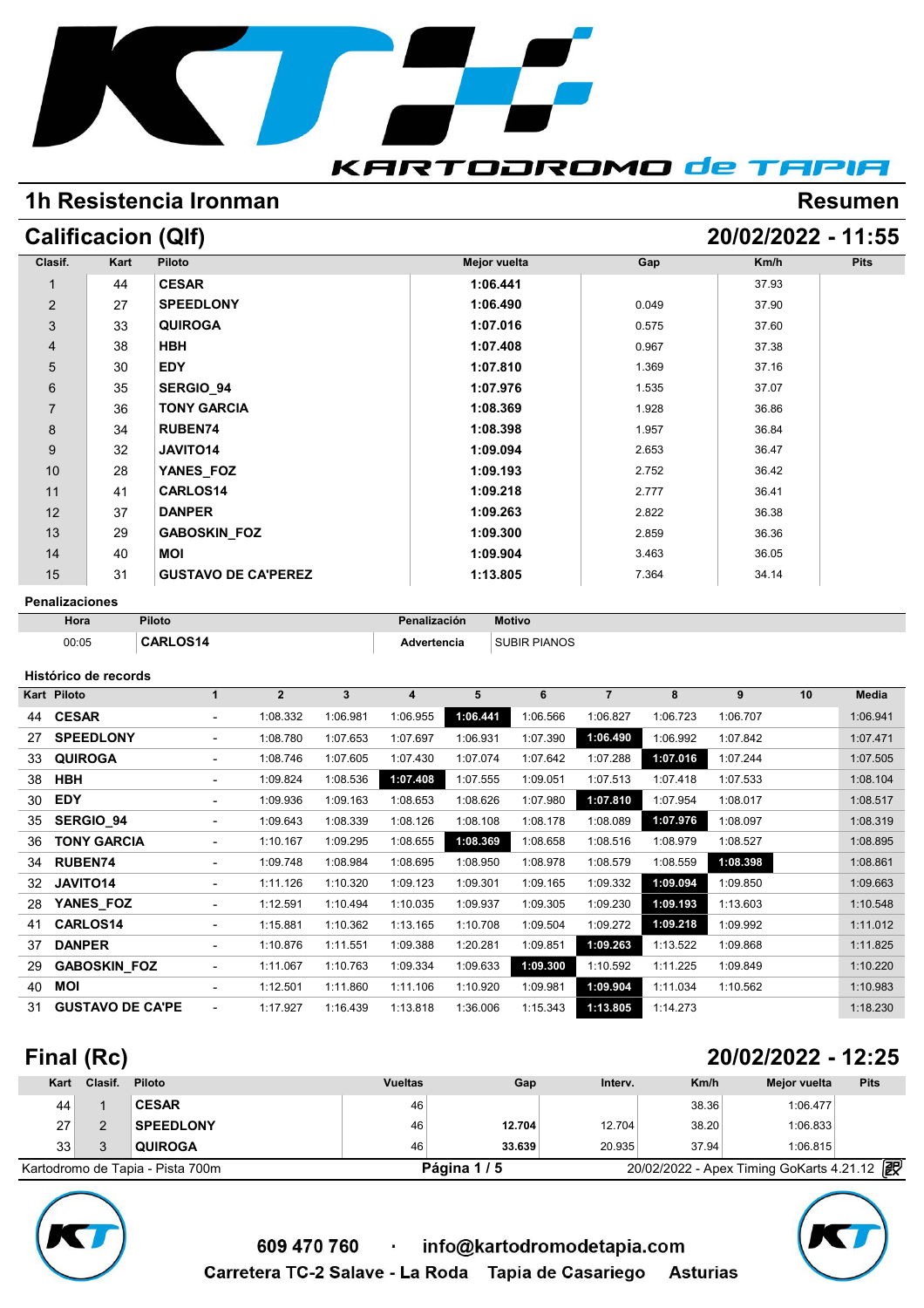# KARTODROMO de TAPIA

## 1h Resistencia Ironman — Resumen

## Calificacion (Qlf) — 20/02/2022 - 11:55

| Clasif. | Kart | Piloto | Mejor vuelta | Gap | Km/h | Pits |
|---|---|---|---|---|---|---|
| 1 | 44 | **CESAR** | **1:06.441** | | 37.93 | |
| 2 | 27 | **SPEEDLONY** | **1:06.490** | 0.049 | 37.90 | |
| 3 | 33 | **QUIROGA** | **1:07.016** | 0.575 | 37.60 | |
| 4 | 38 | **HBH** | **1:07.408** | 0.967 | 37.38 | |
| 5 | 30 | **EDY** | **1:07.810** | 1.369 | 37.16 | |
| 6 | 35 | **SERGIO_94** | **1:07.976** | 1.535 | 37.07 | |
| 7 | 36 | **TONY GARCIA** | **1:08.369** | 1.928 | 36.86 | |
| 8 | 34 | **RUBEN74** | **1:08.398** | 1.957 | 36.84 | |
| 9 | 32 | **JAVITO14** | **1:09.094** | 2.653 | 36.47 | |
| 10 | 28 | **YANES_FOZ** | **1:09.193** | 2.752 | 36.42 | |
| 11 | 41 | **CARLOS14** | **1:09.218** | 2.777 | 36.41 | |
| 12 | 37 | **DANPER** | **1:09.263** | 2.822 | 36.38 | |
| 13 | 29 | **GABOSKIN_FOZ** | **1:09.300** | 2.859 | 36.36 | |
| 14 | 40 | **MOI** | **1:09.904** | 3.463 | 36.05 | |
| 15 | 31 | **GUSTAVO DE CA'PEREZ** | **1:13.805** | 7.364 | 34.14 | |

### Penalizaciones

| Hora | Piloto | Penalización | Motivo |
|---|---|---|---|
| 00:05 | **CARLOS14** | **Advertencia** | SUBIR PIANOS |

### Histórico de records

| Kart | Piloto | 1 | 2 | 3 | 4 | 5 | 6 | 7 | 8 | 9 | 10 | Media |
|---|---|---|---|---|---|---|---|---|---|---|---|---|
| 44 | **CESAR** | - | 1:08.332 | 1:06.981 | 1:06.955 | **1:06.441** | 1:06.566 | 1:06.827 | 1:06.723 | 1:06.707 | | 1:06.941 |
| 27 | **SPEEDLONY** | - | 1:08.780 | 1:07.653 | 1:07.697 | 1:06.931 | 1:07.390 | **1:06.490** | 1:06.992 | 1:07.842 | | 1:07.471 |
| 33 | **QUIROGA** | - | 1:08.746 | 1:07.605 | 1:07.430 | 1:07.074 | 1:07.642 | 1:07.288 | **1:07.016** | 1:07.244 | | 1:07.505 |
| 38 | **HBH** | - | 1:09.824 | 1:08.536 | **1:07.408** | 1:07.555 | 1:09.051 | 1:07.513 | 1:07.418 | 1:07.533 | | 1:08.104 |
| 30 | **EDY** | - | 1:09.936 | 1:09.163 | 1:08.653 | 1:08.626 | 1:07.980 | **1:07.810** | 1:07.954 | 1:08.017 | | 1:08.517 |
| 35 | **SERGIO_94** | - | 1:09.643 | 1:08.339 | 1:08.126 | 1:08.108 | 1:08.178 | 1:08.089 | **1:07.976** | 1:08.097 | | 1:08.319 |
| 36 | **TONY GARCIA** | - | 1:10.167 | 1:09.295 | 1:08.655 | **1:08.369** | 1:08.658 | 1:08.516 | 1:08.979 | 1:08.527 | | 1:08.895 |
| 34 | **RUBEN74** | - | 1:09.748 | 1:08.984 | 1:08.695 | 1:08.950 | 1:08.978 | 1:08.579 | 1:08.559 | **1:08.398** | | 1:08.861 |
| 32 | **JAVITO14** | - | 1:11.126 | 1:10.320 | 1:09.123 | 1:09.301 | 1:09.165 | 1:09.332 | **1:09.094** | 1:09.850 | | 1:09.663 |
| 28 | **YANES_FOZ** | - | 1:12.591 | 1:10.494 | 1:10.035 | 1:09.937 | 1:09.305 | 1:09.230 | **1:09.193** | 1:13.603 | | 1:10.548 |
| 41 | **CARLOS14** | - | 1:15.881 | 1:10.362 | 1:13.165 | 1:10.708 | 1:09.504 | 1:09.272 | **1:09.218** | 1:09.992 | | 1:11.012 |
| 37 | **DANPER** | - | 1:10.876 | 1:11.551 | 1:09.388 | 1:20.281 | 1:09.851 | **1:09.263** | 1:13.522 | 1:09.868 | | 1:11.825 |
| 29 | **GABOSKIN_FOZ** | - | 1:11.067 | 1:10.763 | 1:09.334 | 1:09.633 | **1:09.300** | 1:10.592 | 1:11.225 | 1:09.849 | | 1:10.220 |
| 40 | **MOI** | - | 1:12.501 | 1:11.860 | 1:11.106 | 1:10.920 | 1:09.981 | **1:09.904** | 1:11.034 | 1:10.562 | | 1:10.983 |
| 31 | **GUSTAVO DE CA'PE** | - | 1:17.927 | 1:16.439 | 1:13.818 | 1:36.006 | 1:15.343 | **1:13.805** | 1:14.273 | | | 1:18.230 |

## Final (Rc) — 20/02/2022 - 12:25

| Kart | Clasif. | Piloto | Vueltas | Gap | Interv. | Km/h | Mejor vuelta | Pits |
|---|---|---|---|---|---|---|---|---|
| 44 | 1 | **CESAR** | 46 | | | 38.36 | 1:06.477 | |
| 27 | 2 | **SPEEDLONY** | 46 | **12.704** | 12.704 | 38.20 | 1:06.833 | |
| 33 | 3 | **QUIROGA** | 46 | **33.639** | 20.935 | 37.94 | 1:06.815 | |

Kartodromo de Tapia - Pista 700m — 20/02/2022 - Apex Timing GoKarts 4.21.12

609 470 760 · info@kartodromodetapia.com
Carretera TC-2 Salave - La Roda   Tapia de Casariego   Asturias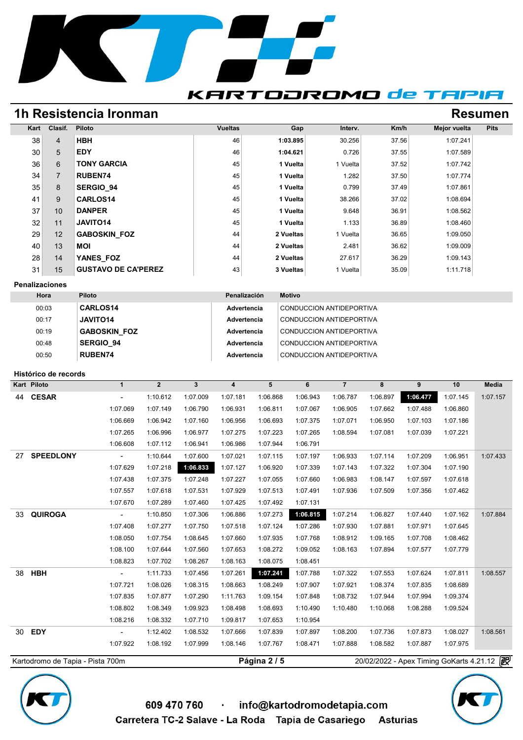## 1h Resistencia Ironman

## Resumen

| Kart | Clasif. | Piloto | Vueltas | Gap | Interv. | Km/h | Mejor vuelta | Pits |
|---|---|---|---|---|---|---|---|---|
| 38 | 4 | **HBH** | 46 | **1:03.895** | 30.256 | 37.56 | 1:07.241 | |
| 30 | 5 | **EDY** | 46 | **1:04.621** | 0.726 | 37.55 | 1:07.589 | |
| 36 | 6 | **TONY GARCIA** | 45 | **1 Vuelta** | 1 Vuelta | 37.52 | 1:07.742 | |
| 34 | 7 | **RUBEN74** | 45 | **1 Vuelta** | 1.282 | 37.50 | 1:07.774 | |
| 35 | 8 | **SERGIO_94** | 45 | **1 Vuelta** | 0.799 | 37.49 | 1:07.861 | |
| 41 | 9 | **CARLOS14** | 45 | **1 Vuelta** | 38.266 | 37.02 | 1:08.694 | |
| 37 | 10 | **DANPER** | 45 | **1 Vuelta** | 9.648 | 36.91 | 1:08.562 | |
| 32 | 11 | **JAVITO14** | 45 | **1 Vuelta** | 1.133 | 36.89 | 1:08.460 | |
| 29 | 12 | **GABOSKIN_FOZ** | 44 | **2 Vueltas** | 1 Vuelta | 36.65 | 1:09.050 | |
| 40 | 13 | **MOI** | 44 | **2 Vueltas** | 2.481 | 36.62 | 1:09.009 | |
| 28 | 14 | **YANES_FOZ** | 44 | **2 Vueltas** | 27.617 | 36.29 | 1:09.143 | |
| 31 | 15 | **GUSTAVO DE CA'PEREZ** | 43 | **3 Vueltas** | 1 Vuelta | 35.09 | 1:11.718 | |

### Penalizaciones

| Hora | Piloto | Penalización | Motivo |
|---|---|---|---|
| 00:03 | **CARLOS14** | **Advertencia** | CONDUCCION ANTIDEPORTIVA |
| 00:17 | **JAVITO14** | **Advertencia** | CONDUCCION ANTIDEPORTIVA |
| 00:19 | **GABOSKIN_FOZ** | **Advertencia** | CONDUCCION ANTIDEPORTIVA |
| 00:48 | **SERGIO_94** | **Advertencia** | CONDUCCION ANTIDEPORTIVA |
| 00:50 | **RUBEN74** | **Advertencia** | CONDUCCION ANTIDEPORTIVA |

### Histórico de records

| Kart | Piloto | 1 | 2 | 3 | 4 | 5 | 6 | 7 | 8 | 9 | 10 | Media |
|---|---|---|---|---|---|---|---|---|---|---|---|---|
| 44 | **CESAR** | - | 1:10.612 | 1:07.009 | 1:07.181 | 1:06.868 | 1:06.943 | 1:06.787 | 1:06.897 | **1:06.477** | 1:07.145 | 1:07.157 |
| | | 1:07.069 | 1:07.149 | 1:06.790 | 1:06.931 | 1:06.811 | 1:07.067 | 1:06.905 | 1:07.662 | 1:07.488 | 1:06.860 | |
| | | 1:06.669 | 1:06.942 | 1:07.160 | 1:06.956 | 1:06.693 | 1:07.375 | 1:07.071 | 1:06.950 | 1:07.103 | 1:07.186 | |
| | | 1:07.265 | 1:06.996 | 1:06.977 | 1:07.275 | 1:07.223 | 1:07.265 | 1:08.594 | 1:07.081 | 1:07.039 | 1:07.221 | |
| | | 1:06.608 | 1:07.112 | 1:06.941 | 1:06.986 | 1:07.944 | 1:06.791 | | | | | |
| 27 | **SPEEDLONY** | - | 1:10.644 | 1:07.600 | 1:07.021 | 1:07.115 | 1:07.197 | 1:06.933 | 1:07.114 | 1:07.209 | 1:06.951 | 1:07.433 |
| | | 1:07.629 | 1:07.218 | **1:06.833** | 1:07.127 | 1:06.920 | 1:07.339 | 1:07.143 | 1:07.322 | 1:07.304 | 1:07.190 | |
| | | 1:07.438 | 1:07.375 | 1:07.248 | 1:07.227 | 1:07.055 | 1:07.660 | 1:06.983 | 1:08.147 | 1:07.597 | 1:07.618 | |
| | | 1:07.557 | 1:07.618 | 1:07.531 | 1:07.929 | 1:07.513 | 1:07.491 | 1:07.936 | 1:07.509 | 1:07.356 | 1:07.462 | |
| | | 1:07.670 | 1:07.289 | 1:07.460 | 1:07.425 | 1:07.492 | 1:07.131 | | | | | |
| 33 | **QUIROGA** | - | 1:10.850 | 1:07.306 | 1:06.886 | 1:07.273 | **1:06.815** | 1:07.214 | 1:06.827 | 1:07.440 | 1:07.162 | 1:07.884 |
| | | 1:07.408 | 1:07.277 | 1:07.750 | 1:07.518 | 1:07.124 | 1:07.286 | 1:07.930 | 1:07.881 | 1:07.971 | 1:07.645 | |
| | | 1:08.050 | 1:07.754 | 1:08.645 | 1:07.660 | 1:07.935 | 1:07.768 | 1:08.912 | 1:09.165 | 1:07.708 | 1:08.462 | |
| | | 1:08.100 | 1:07.644 | 1:07.560 | 1:07.653 | 1:08.272 | 1:09.052 | 1:08.163 | 1:07.894 | 1:07.577 | 1:07.779 | |
| | | 1:08.823 | 1:07.702 | 1:08.267 | 1:08.163 | 1:08.075 | 1:08.451 | | | | | |
| 38 | **HBH** | - | 1:11.733 | 1:07.456 | 1:07.261 | **1:07.241** | 1:07.788 | 1:07.322 | 1:07.553 | 1:07.624 | 1:07.811 | 1:08.557 |
| | | 1:07.721 | 1:08.026 | 1:08.315 | 1:08.663 | 1:08.249 | 1:07.907 | 1:07.921 | 1:08.374 | 1:07.835 | 1:08.689 | |
| | | 1:07.835 | 1:07.877 | 1:07.290 | 1:11.763 | 1:09.154 | 1:07.848 | 1:08.732 | 1:07.944 | 1:07.994 | 1:09.374 | |
| | | 1:08.802 | 1:08.349 | 1:09.923 | 1:08.498 | 1:08.693 | 1:10.490 | 1:10.480 | 1:10.068 | 1:08.288 | 1:09.524 | |
| | | 1:08.216 | 1:08.332 | 1:07.710 | 1:09.817 | 1:07.653 | 1:10.954 | | | | | |
| 30 | **EDY** | - | 1:12.402 | 1:08.532 | 1:07.666 | 1:07.839 | 1:07.897 | 1:08.200 | 1:07.736 | 1:07.873 | 1:08.027 | 1:08.561 |
| | | 1:07.922 | 1:08.192 | 1:07.999 | 1:08.146 | 1:07.767 | 1:08.471 | 1:07.888 | 1:08.582 | 1:07.887 | 1:07.975 | |

Kartodromo de Tapia - Pista 700m — 20/02/2022 - Apex Timing GoKarts 4.21.12

609 470 760 · info@kartodromodetapia.com

Carretera TC-2 Salave - La Roda Tapia de Casariego Asturias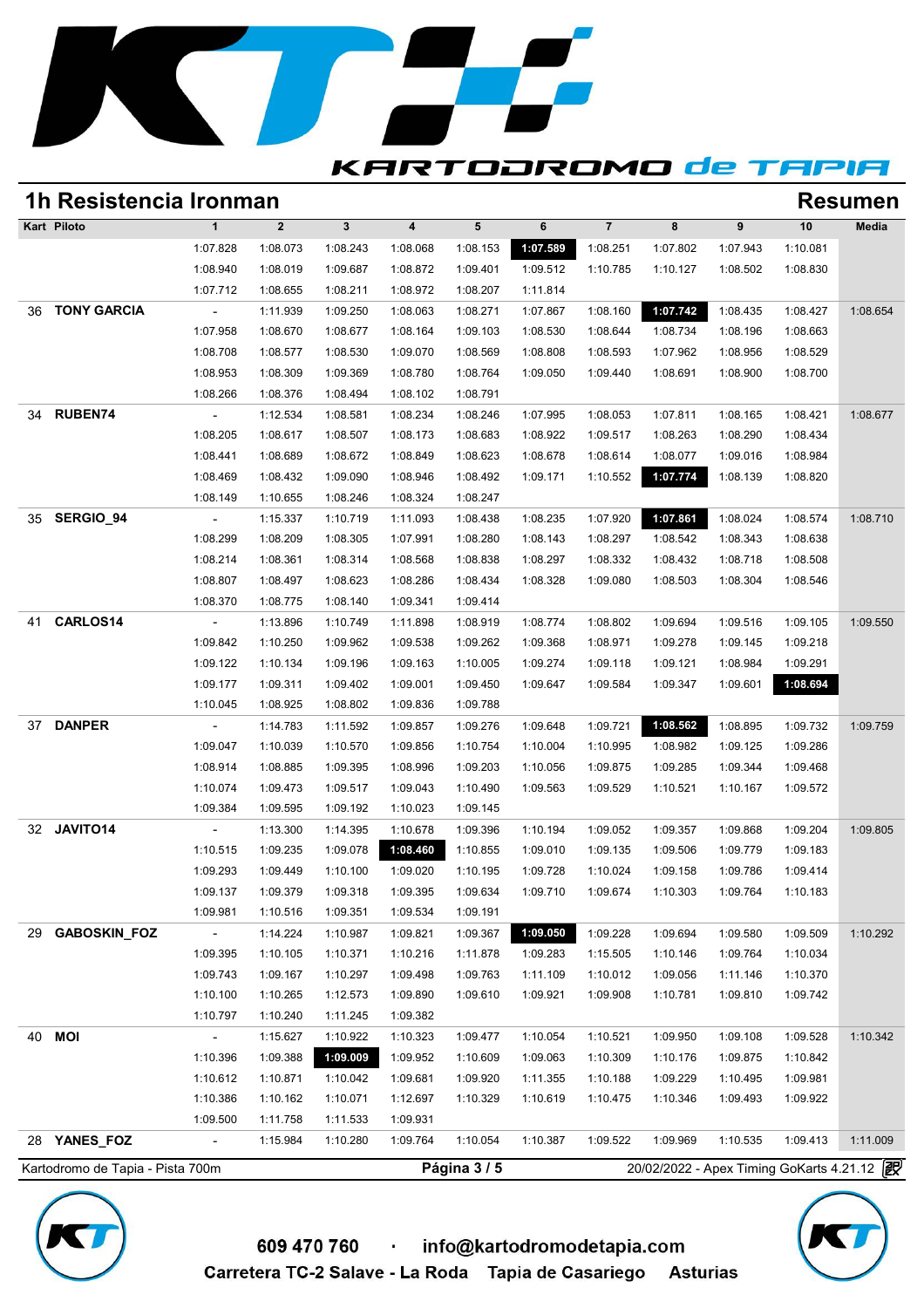## 1h Resistencia Ironman

**Resumen**

| Kart | Piloto | 1 | 2 | 3 | 4 | 5 | 6 | 7 | 8 | 9 | 10 | Media |
|---|---|---|---|---|---|---|---|---|---|---|---|---|
| | | 1:07.828 | 1:08.073 | 1:08.243 | 1:08.068 | 1:08.153 | **1:07.589** | 1:08.251 | 1:07.802 | 1:07.943 | 1:10.081 | |
| | | 1:08.940 | 1:08.019 | 1:09.687 | 1:08.872 | 1:09.401 | 1:09.512 | 1:10.785 | 1:10.127 | 1:08.502 | 1:08.830 | |
| | | 1:07.712 | 1:08.655 | 1:08.211 | 1:08.972 | 1:08.207 | 1:11.814 | | | | | |
| 36 | TONY GARCIA | - | 1:11.939 | 1:09.250 | 1:08.063 | 1:08.271 | 1:07.867 | 1:08.160 | **1:07.742** | 1:08.435 | 1:08.427 | 1:08.654 |
| | | 1:07.958 | 1:08.670 | 1:08.677 | 1:08.164 | 1:09.103 | 1:08.530 | 1:08.644 | 1:08.734 | 1:08.196 | 1:08.663 | |
| | | 1:08.708 | 1:08.577 | 1:08.530 | 1:09.070 | 1:08.569 | 1:08.808 | 1:08.593 | 1:07.962 | 1:08.956 | 1:08.529 | |
| | | 1:08.953 | 1:08.309 | 1:09.369 | 1:08.780 | 1:08.764 | 1:09.050 | 1:09.440 | 1:08.691 | 1:08.900 | 1:08.700 | |
| | | 1:08.266 | 1:08.376 | 1:08.494 | 1:08.102 | 1:08.791 | | | | | | |
| 34 | RUBEN74 | - | 1:12.534 | 1:08.581 | 1:08.234 | 1:08.246 | 1:07.995 | 1:08.053 | 1:07.811 | 1:08.165 | 1:08.421 | 1:08.677 |
| | | 1:08.205 | 1:08.617 | 1:08.507 | 1:08.173 | 1:08.683 | 1:08.922 | 1:09.517 | 1:08.263 | 1:08.290 | 1:08.434 | |
| | | 1:08.441 | 1:08.689 | 1:08.672 | 1:08.849 | 1:08.623 | 1:08.678 | 1:08.614 | 1:08.077 | 1:09.016 | 1:08.984 | |
| | | 1:08.469 | 1:08.432 | 1:09.090 | 1:08.946 | 1:08.492 | 1:09.171 | 1:10.552 | **1:07.774** | 1:08.139 | 1:08.820 | |
| | | 1:08.149 | 1:10.655 | 1:08.246 | 1:08.324 | 1:08.247 | | | | | | |
| 35 | SERGIO_94 | - | 1:15.337 | 1:10.719 | 1:11.093 | 1:08.438 | 1:08.235 | 1:07.920 | **1:07.861** | 1:08.024 | 1:08.574 | 1:08.710 |
| | | 1:08.299 | 1:08.209 | 1:08.305 | 1:07.991 | 1:08.280 | 1:08.143 | 1:08.297 | 1:08.542 | 1:08.343 | 1:08.638 | |
| | | 1:08.214 | 1:08.361 | 1:08.314 | 1:08.568 | 1:08.838 | 1:08.297 | 1:08.332 | 1:08.432 | 1:08.718 | 1:08.508 | |
| | | 1:08.807 | 1:08.497 | 1:08.623 | 1:08.286 | 1:08.434 | 1:08.328 | 1:09.080 | 1:08.503 | 1:08.304 | 1:08.546 | |
| | | 1:08.370 | 1:08.775 | 1:08.140 | 1:09.341 | 1:09.414 | | | | | | |
| 41 | CARLOS14 | - | 1:13.896 | 1:10.749 | 1:11.898 | 1:08.919 | 1:08.774 | 1:08.802 | 1:09.694 | 1:09.516 | 1:09.105 | 1:09.550 |
| | | 1:09.842 | 1:10.250 | 1:09.962 | 1:09.538 | 1:09.262 | 1:09.368 | 1:08.971 | 1:09.278 | 1:09.145 | 1:09.218 | |
| | | 1:09.122 | 1:10.134 | 1:09.196 | 1:09.163 | 1:10.005 | 1:09.274 | 1:09.118 | 1:09.121 | 1:08.984 | 1:09.291 | |
| | | 1:09.177 | 1:09.311 | 1:09.402 | 1:09.001 | 1:09.450 | 1:09.647 | 1:09.584 | 1:09.347 | 1:09.601 | **1:08.694** | |
| | | 1:10.045 | 1:08.925 | 1:08.802 | 1:09.836 | 1:09.788 | | | | | | |
| 37 | DANPER | - | 1:14.783 | 1:11.592 | 1:09.857 | 1:09.276 | 1:09.648 | 1:09.721 | **1:08.562** | 1:08.895 | 1:09.732 | 1:09.759 |
| | | 1:09.047 | 1:10.039 | 1:10.570 | 1:09.856 | 1:10.754 | 1:10.004 | 1:10.995 | 1:08.982 | 1:09.125 | 1:09.286 | |
| | | 1:08.914 | 1:08.885 | 1:09.395 | 1:08.996 | 1:09.203 | 1:10.056 | 1:09.875 | 1:09.285 | 1:09.344 | 1:09.468 | |
| | | 1:10.074 | 1:09.473 | 1:09.517 | 1:09.043 | 1:10.490 | 1:09.563 | 1:09.529 | 1:10.521 | 1:10.167 | 1:09.572 | |
| | | 1:09.384 | 1:09.595 | 1:09.192 | 1:10.023 | 1:09.145 | | | | | | |
| 32 | JAVITO14 | - | 1:13.300 | 1:14.395 | 1:10.678 | 1:09.396 | 1:10.194 | 1:09.052 | 1:09.357 | 1:09.868 | 1:09.204 | 1:09.805 |
| | | 1:10.515 | 1:09.235 | 1:09.078 | **1:08.460** | 1:10.855 | 1:09.010 | 1:09.135 | 1:09.506 | 1:09.779 | 1:09.183 | |
| | | 1:09.293 | 1:09.449 | 1:10.100 | 1:09.020 | 1:10.195 | 1:09.728 | 1:10.024 | 1:09.158 | 1:09.786 | 1:09.414 | |
| | | 1:09.137 | 1:09.379 | 1:09.318 | 1:09.395 | 1:09.634 | 1:09.710 | 1:09.674 | 1:10.303 | 1:09.764 | 1:10.183 | |
| | | 1:09.981 | 1:10.516 | 1:09.351 | 1:09.534 | 1:09.191 | | | | | | |
| 29 | GABOSKIN_FOZ | - | 1:14.224 | 1:10.987 | 1:09.821 | 1:09.367 | **1:09.050** | 1:09.228 | 1:09.694 | 1:09.580 | 1:09.509 | 1:10.292 |
| | | 1:09.395 | 1:10.105 | 1:10.371 | 1:10.216 | 1:11.878 | 1:09.283 | 1:15.505 | 1:10.146 | 1:09.764 | 1:10.034 | |
| | | 1:09.743 | 1:09.167 | 1:10.297 | 1:09.498 | 1:09.763 | 1:11.109 | 1:10.012 | 1:09.056 | 1:11.146 | 1:10.370 | |
| | | 1:10.100 | 1:10.265 | 1:12.573 | 1:09.890 | 1:09.610 | 1:09.921 | 1:09.908 | 1:10.781 | 1:09.810 | 1:09.742 | |
| | | 1:10.797 | 1:10.240 | 1:11.245 | 1:09.382 | | | | | | | |
| 40 | MOI | - | 1:15.627 | 1:10.922 | 1:10.323 | 1:09.477 | 1:10.054 | 1:10.521 | 1:09.950 | 1:09.108 | 1:09.528 | 1:10.342 |
| | | 1:10.396 | 1:09.388 | **1:09.009** | 1:09.952 | 1:10.609 | 1:09.063 | 1:10.309 | 1:10.176 | 1:09.875 | 1:10.842 | |
| | | 1:10.612 | 1:10.871 | 1:10.042 | 1:09.681 | 1:09.920 | 1:11.355 | 1:10.188 | 1:09.229 | 1:10.495 | 1:09.981 | |
| | | 1:10.386 | 1:10.162 | 1:10.071 | 1:12.697 | 1:10.329 | 1:10.619 | 1:10.475 | 1:10.346 | 1:09.493 | 1:09.922 | |
| | | 1:09.500 | 1:11.758 | 1:11.533 | 1:09.931 | | | | | | | |
| 28 | YANES_FOZ | - | 1:15.984 | 1:10.280 | 1:09.764 | 1:10.054 | 1:10.387 | 1:09.522 | 1:09.969 | 1:10.535 | 1:09.413 | 1:11.009 |

Kartodromo de Tapia - Pista 700m | 20/02/2022 - Apex Timing GoKarts 4.21.12

609 470 760 · info@kartodromodetapia.com

Carretera TC-2 Salave - La Roda Tapia de Casariego Asturias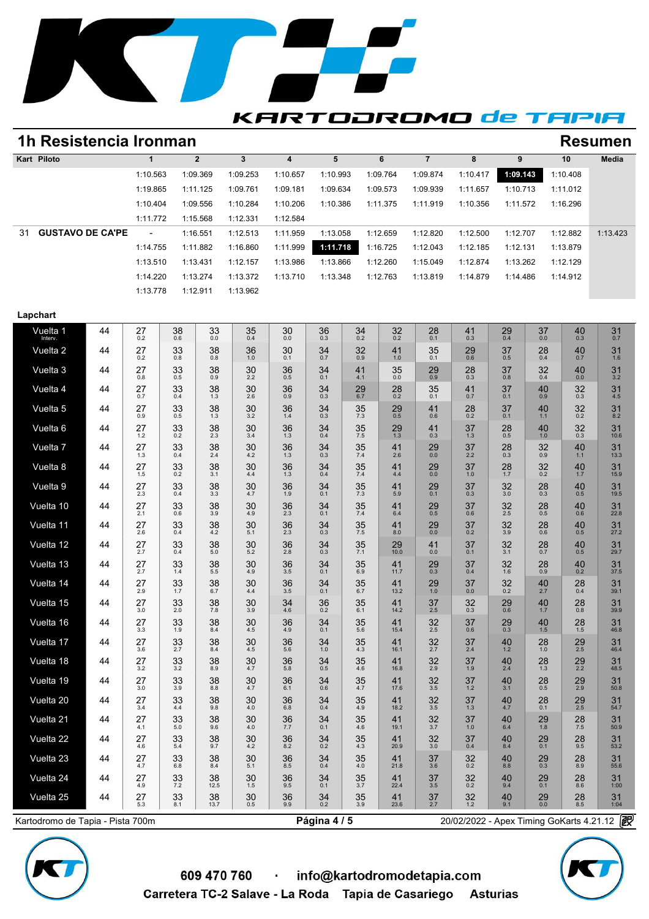# 1h Resistencia Ironman

## Resumen

| Kart | Piloto | 1 | 2 | 3 | 4 | 5 | 6 | 7 | 8 | 9 | 10 | Media |
|---|---|---|---|---|---|---|---|---|---|---|---|---|
| | | 1:10.563 | 1:09.369 | 1:09.253 | 1:10.657 | 1:10.993 | 1:09.764 | 1:09.874 | 1:10.417 | **1:09.143** | 1:10.408 | |
| | | 1:19.865 | 1:11.125 | 1:09.761 | 1:09.181 | 1:09.634 | 1:09.573 | 1:09.939 | 1:11.657 | 1:10.713 | 1:11.012 | |
| | | 1:10.404 | 1:09.556 | 1:10.284 | 1:10.206 | 1:10.386 | 1:11.375 | 1:11.919 | 1:10.356 | 1:11.572 | 1:16.296 | |
| | | 1:11.772 | 1:15.568 | 1:12.331 | 1:12.584 | | | | | | | |
| 31 | GUSTAVO DE CA'PE | - | 1:16.551 | 1:12.513 | 1:11.959 | 1:13.058 | 1:12.659 | 1:12.820 | 1:12.500 | 1:12.707 | 1:12.882 | 1:13.423 |
| | | 1:14.755 | 1:11.882 | 1:16.860 | 1:11.999 | **1:11.718** | 1:16.725 | 1:12.043 | 1:12.185 | 1:12.131 | 1:13.879 | |
| | | 1:13.510 | 1:13.431 | 1:12.157 | 1:13.986 | 1:13.866 | 1:12.260 | 1:15.049 | 1:12.874 | 1:13.262 | 1:12.129 | |
| | | 1:14.220 | 1:13.274 | 1:13.372 | 1:13.710 | 1:13.348 | 1:12.763 | 1:13.819 | 1:14.879 | 1:14.486 | 1:14.912 | |
| | | 1:13.778 | 1:12.911 | 1:13.962 | | | | | | | | |

## Lapchart

| Vuelta | | P1 | P2 | P3 | P4 | P5 | P6 | P7 | P8 | P9 | P10 | P11 | P12 | P13 | P14 |
|---|---|---|---|---|---|---|---|---|---|---|---|---|---|---|---|
| Vuelta 1 Interv. | 44 | 27 0.2 | 38 0.6 | 33 0.0 | 35 0.4 | 30 0.0 | 36 0.3 | 34 0.2 | 32 0.2 | 28 0.1 | 41 0.3 | 29 0.4 | 37 0.0 | 40 0.3 | 31 0.7 |
| Vuelta 2 | 44 | 27 0.2 | 33 0.8 | 38 0.8 | 36 1.0 | 30 0.1 | 34 0.7 | 32 0.9 | 41 1.0 | 35 0.1 | 29 0.6 | 37 0.5 | 28 0.4 | 40 0.7 | 31 1.6 |
| Vuelta 3 | 44 | 27 0.8 | 33 0.5 | 38 0.9 | 30 2.2 | 36 0.5 | 34 0.1 | 41 4.1 | 35 0.0 | 29 0.9 | 28 0.3 | 37 0.8 | 32 0.4 | 40 0.0 | 31 3.2 |
| Vuelta 4 | 44 | 27 0.7 | 33 0.4 | 38 1.3 | 30 2.6 | 36 0.9 | 34 0.3 | 29 6.7 | 28 0.2 | 35 0.1 | 41 0.7 | 37 0.1 | 40 0.9 | 32 0.3 | 31 4.5 |
| Vuelta 5 | 44 | 27 0.9 | 33 0.5 | 38 1.3 | 30 3.2 | 36 1.4 | 34 0.3 | 35 7.3 | 29 0.5 | 41 0.6 | 28 0.2 | 37 0.1 | 40 1.1 | 32 0.2 | 31 8.2 |
| Vuelta 6 | 44 | 27 1.2 | 33 0.2 | 38 2.3 | 30 3.4 | 36 1.3 | 34 0.4 | 35 7.5 | 29 1.3 | 41 0.3 | 37 1.3 | 28 0.5 | 40 1.0 | 32 0.3 | 31 10.6 |
| Vuelta 7 | 44 | 27 1.3 | 33 0.4 | 38 2.4 | 30 4.2 | 36 1.3 | 34 0.3 | 35 7.4 | 41 2.6 | 29 0.0 | 37 2.2 | 28 0.3 | 32 0.9 | 40 1.1 | 31 13.3 |
| Vuelta 8 | 44 | 27 1.5 | 33 0.2 | 38 3.1 | 30 4.4 | 36 1.3 | 34 0.4 | 35 7.4 | 41 4.4 | 29 0.0 | 37 1.0 | 28 1.7 | 32 0.2 | 40 1.7 | 31 15.9 |
| Vuelta 9 | 44 | 27 2.3 | 33 0.4 | 38 3.3 | 30 4.7 | 36 1.9 | 34 0.1 | 35 7.3 | 41 5.9 | 29 0.1 | 37 0.3 | 32 3.0 | 28 0.3 | 40 0.5 | 31 19.5 |
| Vuelta 10 | 44 | 27 2.1 | 33 0.6 | 38 3.9 | 30 4.9 | 36 2.3 | 34 0.1 | 35 7.4 | 41 6.4 | 29 0.5 | 37 0.6 | 32 2.5 | 28 0.5 | 40 0.6 | 31 22.8 |
| Vuelta 11 | 44 | 27 2.6 | 33 0.4 | 38 4.2 | 30 5.1 | 36 2.3 | 34 0.3 | 35 7.5 | 41 8.0 | 29 0.0 | 37 0.2 | 32 3.9 | 28 0.6 | 40 0.5 | 31 27.2 |
| Vuelta 12 | 44 | 27 2.7 | 33 0.4 | 38 5.0 | 30 5.2 | 36 2.8 | 34 0.3 | 35 7.1 | 29 10.0 | 41 0.0 | 37 0.1 | 32 3.1 | 28 0.7 | 40 0.5 | 31 29.7 |
| Vuelta 13 | 44 | 27 2.7 | 33 1.4 | 38 5.5 | 30 4.9 | 36 3.5 | 34 0.1 | 35 6.9 | 41 11.7 | 29 0.3 | 37 0.4 | 32 1.6 | 28 0.9 | 40 0.2 | 31 37.5 |
| Vuelta 14 | 44 | 27 2.9 | 33 1.7 | 38 6.7 | 30 4.4 | 36 3.5 | 34 0.1 | 35 6.7 | 41 13.2 | 29 1.0 | 37 0.0 | 32 0.2 | 40 2.7 | 28 0.4 | 31 39.1 |
| Vuelta 15 | 44 | 27 3.0 | 33 2.0 | 38 7.8 | 30 3.9 | 34 4.6 | 36 0.2 | 35 6.1 | 41 14.2 | 37 2.5 | 32 0.3 | 29 0.6 | 40 1.7 | 28 0.8 | 31 39.9 |
| Vuelta 16 | 44 | 27 3.3 | 33 1.9 | 38 8.4 | 30 4.5 | 36 4.9 | 34 0.1 | 35 5.6 | 41 15.4 | 32 2.5 | 37 0.6 | 29 0.3 | 40 1.5 | 28 1.5 | 31 46.8 |
| Vuelta 17 | 44 | 27 3.6 | 33 2.7 | 38 8.4 | 30 4.5 | 36 5.6 | 34 1.0 | 35 4.3 | 41 16.1 | 32 2.7 | 37 2.4 | 40 1.2 | 28 1.0 | 29 2.5 | 31 46.4 |
| Vuelta 18 | 44 | 27 3.2 | 33 3.2 | 38 8.9 | 30 4.7 | 36 5.8 | 34 0.5 | 35 4.6 | 41 16.8 | 32 2.9 | 37 1.9 | 40 2.4 | 28 1.3 | 29 2.2 | 31 48.5 |
| Vuelta 19 | 44 | 27 3.0 | 33 3.9 | 38 8.8 | 30 4.7 | 36 6.1 | 34 0.6 | 35 4.7 | 41 17.6 | 32 3.5 | 37 1.2 | 40 3.1 | 28 0.5 | 29 2.9 | 31 50.8 |
| Vuelta 20 | 44 | 27 3.4 | 33 4.4 | 38 9.8 | 30 4.0 | 36 6.8 | 34 0.4 | 35 4.9 | 41 18.2 | 32 3.5 | 37 1.3 | 40 4.7 | 28 0.1 | 29 2.5 | 31 54.7 |
| Vuelta 21 | 44 | 27 4.1 | 33 5.0 | 38 9.6 | 30 4.0 | 36 7.7 | 34 0.1 | 35 4.6 | 41 19.1 | 32 3.7 | 37 1.0 | 40 6.4 | 29 1.8 | 28 7.5 | 31 50.9 |
| Vuelta 22 | 44 | 27 4.6 | 33 5.4 | 38 9.7 | 30 4.2 | 36 8.2 | 34 0.2 | 35 4.3 | 41 20.9 | 32 3.0 | 37 0.4 | 40 8.4 | 29 0.1 | 28 9.5 | 31 53.2 |
| Vuelta 23 | 44 | 27 4.7 | 33 6.8 | 38 8.4 | 30 5.1 | 36 8.5 | 34 0.4 | 35 4.0 | 41 21.8 | 37 3.6 | 32 0.2 | 40 8.8 | 29 0.3 | 28 8.9 | 31 55.6 |
| Vuelta 24 | 44 | 27 4.9 | 33 7.2 | 38 12.5 | 30 1.5 | 36 9.5 | 34 0.1 | 35 3.7 | 41 22.4 | 37 3.5 | 32 0.2 | 40 9.4 | 29 0.1 | 28 8.6 | 31 1:00 |
| Vuelta 25 | 44 | 27 5.3 | 33 8.1 | 38 13.7 | 30 0.5 | 36 9.9 | 34 0.2 | 35 3.9 | 41 23.6 | 37 2.7 | 32 1.2 | 40 9.1 | 29 0.0 | 28 8.5 | 31 1:04 |

Kartodromo de Tapia - Pista 700m

20/02/2022 - Apex Timing GoKarts 4.21.12

609 470 760 · info@kartodromodetapia.com

Carretera TC-2 Salave - La Roda Tapia de Casariego Asturias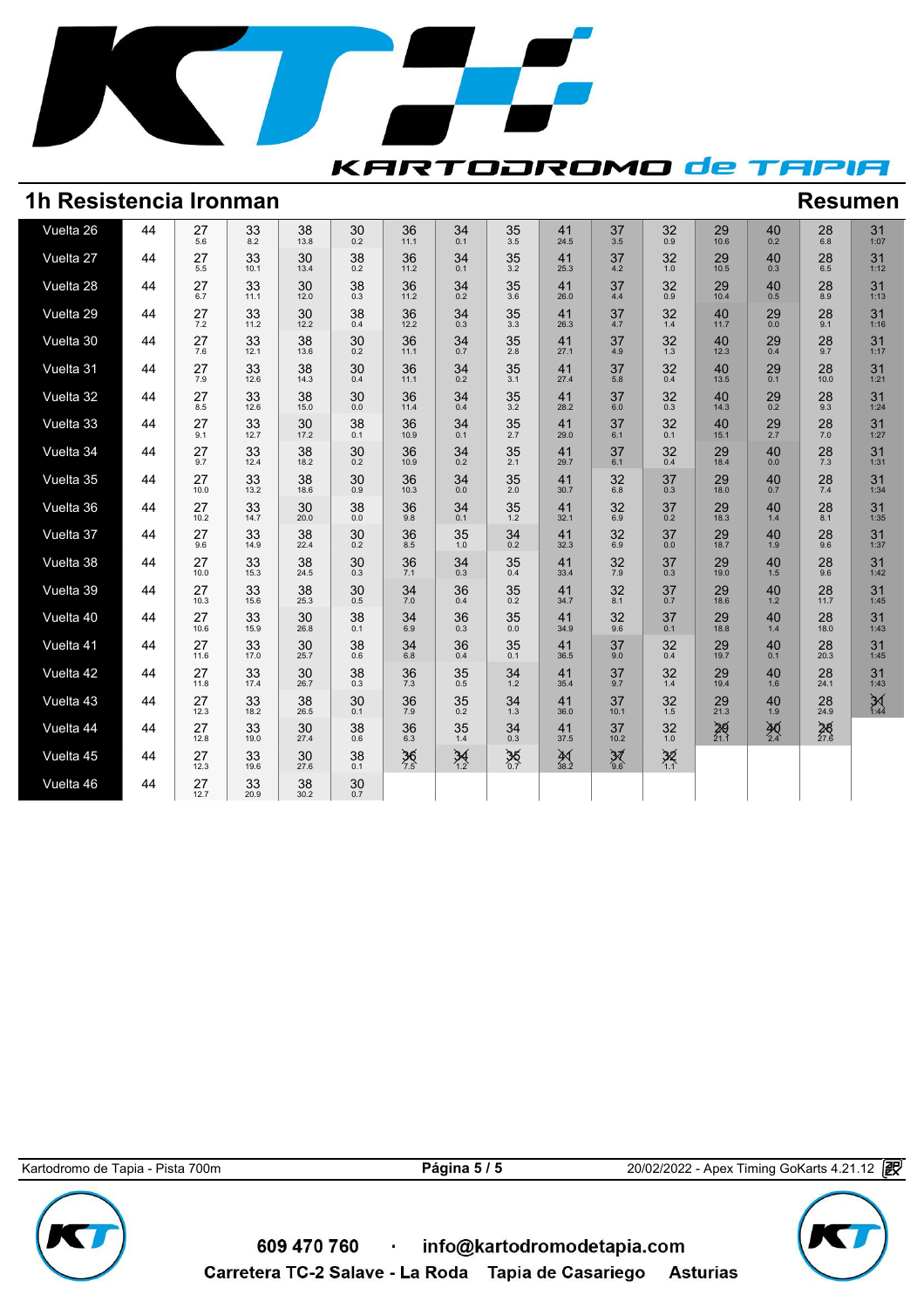## 1h Resistencia Ironman

## Resumen

| | | | | | | | | | | | | | | | | |
|---|---|---|---|---|---|---|---|---|---|---|---|---|---|---|---|---|
| Vuelta 26 | 44 | 27 5.6 | 33 8.2 | 38 13.8 | 30 0.2 | 36 11.1 | 34 0.1 | 35 3.5 | 41 24.5 | 37 3.5 | 32 0.9 | 29 10.6 | 40 0.2 | 28 6.8 | 31 1:07 |
| Vuelta 27 | 44 | 27 5.5 | 33 10.1 | 30 13.4 | 38 0.2 | 36 11.2 | 34 0.1 | 35 3.2 | 41 25.3 | 37 4.2 | 32 1.0 | 29 10.5 | 40 0.3 | 28 6.5 | 31 1:12 |
| Vuelta 28 | 44 | 27 6.7 | 33 11.1 | 30 12.0 | 38 0.3 | 36 11.2 | 34 0.2 | 35 3.6 | 41 26.0 | 37 4.4 | 32 0.9 | 29 10.4 | 40 0.5 | 28 8.9 | 31 1:13 |
| Vuelta 29 | 44 | 27 7.2 | 33 11.2 | 30 12.2 | 38 0.4 | 36 12.2 | 34 0.3 | 35 3.3 | 41 26.3 | 37 4.7 | 32 1.4 | 40 11.7 | 29 0.0 | 28 9.1 | 31 1:16 |
| Vuelta 30 | 44 | 27 7.6 | 33 12.1 | 38 13.6 | 30 0.2 | 36 11.1 | 34 0.7 | 35 2.8 | 41 27.1 | 37 4.9 | 32 1.3 | 40 12.3 | 29 0.4 | 28 9.7 | 31 1:17 |
| Vuelta 31 | 44 | 27 7.9 | 33 12.6 | 38 14.3 | 30 0.4 | 36 11.1 | 34 0.2 | 35 3.1 | 41 27.4 | 37 5.8 | 32 0.4 | 40 13.5 | 29 0.1 | 28 10.0 | 31 1:21 |
| Vuelta 32 | 44 | 27 8.5 | 33 12.6 | 38 15.0 | 30 0.0 | 36 11.4 | 34 0.4 | 35 3.2 | 41 28.2 | 37 6.0 | 32 0.3 | 40 14.3 | 29 0.2 | 28 9.3 | 31 1:24 |
| Vuelta 33 | 44 | 27 9.1 | 33 12.7 | 30 17.2 | 38 0.1 | 36 10.9 | 34 0.1 | 35 2.7 | 41 29.0 | 37 6.1 | 32 0.1 | 40 15.1 | 29 2.7 | 28 7.0 | 31 1:27 |
| Vuelta 34 | 44 | 27 9.7 | 33 12.4 | 38 18.2 | 30 0.2 | 36 10.9 | 34 0.2 | 35 2.1 | 41 29.7 | 37 6.1 | 32 0.4 | 29 18.4 | 40 0.0 | 28 7.3 | 31 1:31 |
| Vuelta 35 | 44 | 27 10.0 | 33 13.2 | 38 18.6 | 30 0.9 | 36 10.3 | 34 0.0 | 35 2.0 | 41 30.7 | 32 6.8 | 37 0.3 | 29 18.0 | 40 0.7 | 28 7.4 | 31 1:34 |
| Vuelta 36 | 44 | 27 10.2 | 33 14.7 | 30 20.0 | 38 0.0 | 36 9.8 | 34 0.1 | 35 1.2 | 41 32.1 | 32 6.9 | 37 0.2 | 29 18.3 | 40 1.4 | 28 8.1 | 31 1:35 |
| Vuelta 37 | 44 | 27 9.6 | 33 14.9 | 38 22.4 | 30 0.2 | 36 8.5 | 35 1.0 | 34 0.2 | 41 32.3 | 32 6.9 | 37 0.0 | 29 18.7 | 40 1.9 | 28 9.6 | 31 1:37 |
| Vuelta 38 | 44 | 27 10.0 | 33 15.3 | 38 24.5 | 30 0.3 | 36 7.1 | 34 0.3 | 35 0.4 | 41 33.4 | 32 7.9 | 37 0.3 | 29 19.0 | 40 1.5 | 28 9.6 | 31 1:42 |
| Vuelta 39 | 44 | 27 10.3 | 33 15.6 | 38 25.3 | 30 0.5 | 34 7.0 | 36 0.4 | 35 0.2 | 41 34.7 | 32 8.1 | 37 0.7 | 29 18.6 | 40 1.2 | 28 11.7 | 31 1:45 |
| Vuelta 40 | 44 | 27 10.6 | 33 15.9 | 30 26.8 | 38 0.1 | 34 6.9 | 36 0.3 | 35 0.0 | 41 34.9 | 32 9.6 | 37 0.1 | 29 18.8 | 40 1.4 | 28 18.0 | 31 1:43 |
| Vuelta 41 | 44 | 27 11.6 | 33 17.0 | 30 25.7 | 38 0.6 | 34 6.8 | 36 0.4 | 35 0.1 | 41 36.5 | 37 9.0 | 32 0.4 | 29 19.7 | 40 0.1 | 28 20.3 | 31 1:45 |
| Vuelta 42 | 44 | 27 11.8 | 33 17.4 | 30 26.7 | 38 0.3 | 36 7.3 | 35 0.5 | 34 1.2 | 41 35.4 | 37 9.7 | 32 1.4 | 29 19.4 | 40 1.6 | 28 24.1 | 31 1:43 |
| Vuelta 43 | 44 | 27 12.3 | 33 18.2 | 38 26.5 | 30 0.1 | 36 7.9 | 35 0.2 | 34 1.3 | 41 36.0 | 37 10.1 | 32 1.5 | 29 21.3 | 40 1.9 | 28 24.9 | 31 1:44 |
| Vuelta 44 | 44 | 27 12.8 | 33 19.0 | 30 27.4 | 38 0.6 | 36 6.3 | 35 1.4 | 34 0.3 | 41 37.5 | 37 10.2 | 32 1.0 | 29 21.1 | 40 2.4 | 28 27.6 | |
| Vuelta 45 | 44 | 27 12.3 | 33 19.6 | 30 27.6 | 38 0.1 | 36 7.5 | 34 1.2 | 35 0.7 | 41 38.2 | 37 9.6 | 32 1.1 | | | | |
| Vuelta 46 | 44 | 27 12.7 | 33 20.9 | 38 30.2 | 30 0.7 | | | | | | | | | | |

Kartodromo de Tapia - Pista 700m

20/02/2022 - Apex Timing GoKarts 4.21.12

609 470 760 · info@kartodromodetapia.com

Carretera TC-2 Salave - La Roda Tapia de Casariego Asturias